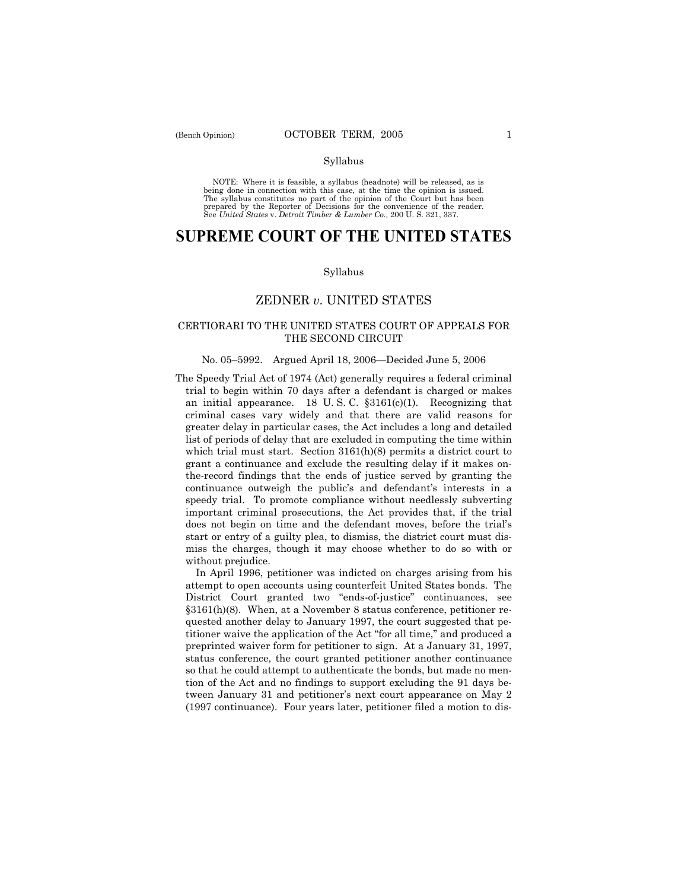Syllabus

NOTE: Where it is feasible, a syllabus (headnote) will be released, as is being done in connection with this case, at the time the opinion is issued. The syllabus constitutes no part of the opinion of the Court but has been prepared by the Reporter of Decisions for the convenience of the reader. See *United States* v. *Detroit Timber & Lumber Co.,* 200 U. S. 321, 337.

# SUPREME COURT OF THE UNITED STATES

Syllabus

## ZEDNER *v.* UNITED STATES

### CERTIORARI TO THE UNITED STATES COURT OF APPEALS FOR THE SECOND CIRCUIT

No. 05–5992. Argued April 18, 2006—Decided June 5, 2006

The Speedy Trial Act of 1974 (Act) generally requires a federal criminal trial to begin within 70 days after a defendant is charged or makes an initial appearance. 18 U. S. C. §3161(c)(1). Recognizing that criminal cases vary widely and that there are valid reasons for greater delay in particular cases, the Act includes a long and detailed list of periods of delay that are excluded in computing the time within which trial must start. Section 3161(h)(8) permits a district court to grant a continuance and exclude the resulting delay if it makes on-the-record findings that the ends of justice served by granting the continuance outweigh the public's and defendant's interests in a speedy trial. To promote compliance without needlessly subverting important criminal prosecutions, the Act provides that, if the trial does not begin on time and the defendant moves, before the trial's start or entry of a guilty plea, to dismiss, the district court must dismiss the charges, though it may choose whether to do so with or without prejudice.

In April 1996, petitioner was indicted on charges arising from his attempt to open accounts using counterfeit United States bonds. The District Court granted two "ends-of-justice" continuances, see §3161(h)(8). When, at a November 8 status conference, petitioner requested another delay to January 1997, the court suggested that petitioner waive the application of the Act "for all time," and produced a preprinted waiver form for petitioner to sign. At a January 31, 1997, status conference, the court granted petitioner another continuance so that he could attempt to authenticate the bonds, but made no mention of the Act and no findings to support excluding the 91 days between January 31 and petitioner's next court appearance on May 2 (1997 continuance). Four years later, petitioner filed a motion to dis-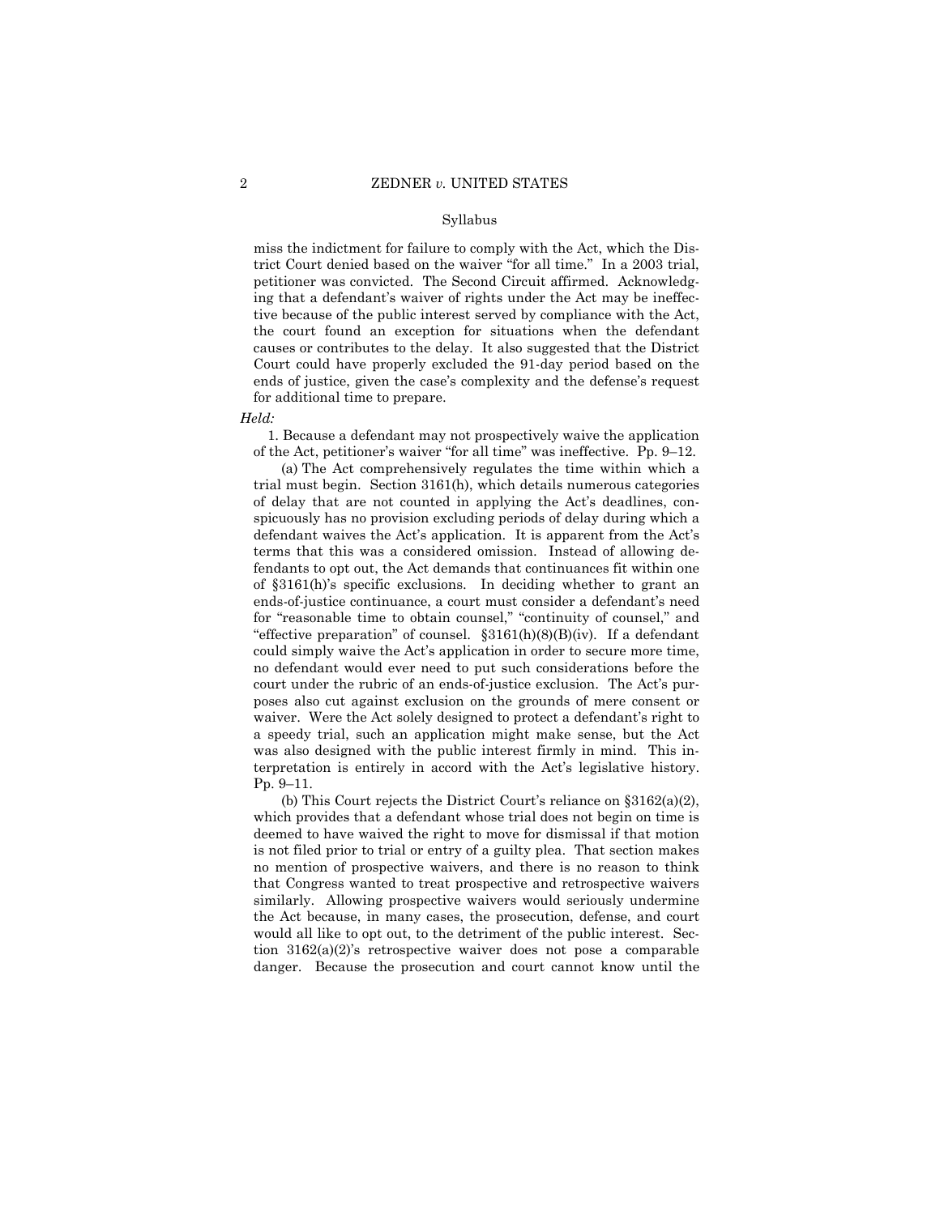miss the indictment for failure to comply with the Act, which the District Court denied based on the waiver "for all time." In a 2003 trial, petitioner was convicted. The Second Circuit affirmed. Acknowledging that a defendant's waiver of rights under the Act may be ineffective because of the public interest served by compliance with the Act, the court found an exception for situations when the defendant causes or contributes to the delay. It also suggested that the District Court could have properly excluded the 91-day period based on the ends of justice, given the case's complexity and the defense's request for additional time to prepare.

*Held:*

1. Because a defendant may not prospectively waive the application of the Act, petitioner's waiver "for all time" was ineffective. Pp. 9–12.

(a) The Act comprehensively regulates the time within which a trial must begin. Section 3161(h), which details numerous categories of delay that are not counted in applying the Act's deadlines, conspicuously has no provision excluding periods of delay during which a defendant waives the Act's application. It is apparent from the Act's terms that this was a considered omission. Instead of allowing defendants to opt out, the Act demands that continuances fit within one of §3161(h)'s specific exclusions. In deciding whether to grant an ends-of-justice continuance, a court must consider a defendant's need for "reasonable time to obtain counsel," "continuity of counsel," and "effective preparation" of counsel. §3161(h)(8)(B)(iv). If a defendant could simply waive the Act's application in order to secure more time, no defendant would ever need to put such considerations before the court under the rubric of an ends-of-justice exclusion. The Act's purposes also cut against exclusion on the grounds of mere consent or waiver. Were the Act solely designed to protect a defendant's right to a speedy trial, such an application might make sense, but the Act was also designed with the public interest firmly in mind. This interpretation is entirely in accord with the Act's legislative history. Pp. 9–11.

(b) This Court rejects the District Court's reliance on §3162(a)(2), which provides that a defendant whose trial does not begin on time is deemed to have waived the right to move for dismissal if that motion is not filed prior to trial or entry of a guilty plea. That section makes no mention of prospective waivers, and there is no reason to think that Congress wanted to treat prospective and retrospective waivers similarly. Allowing prospective waivers would seriously undermine the Act because, in many cases, the prosecution, defense, and court would all like to opt out, to the detriment of the public interest. Section 3162(a)(2)'s retrospective waiver does not pose a comparable danger. Because the prosecution and court cannot know until the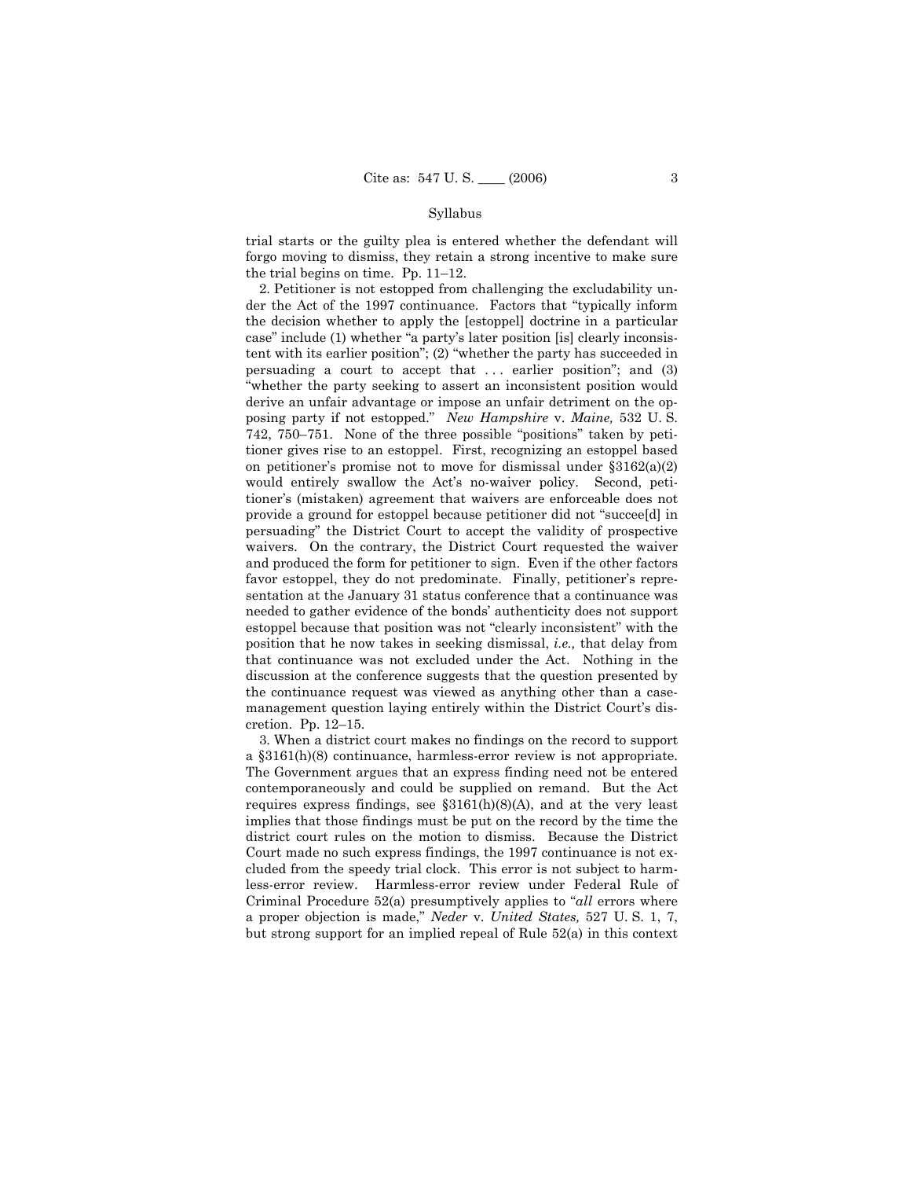Syllabus

trial starts or the guilty plea is entered whether the defendant will forgo moving to dismiss, they retain a strong incentive to make sure the trial begins on time. Pp. 11–12.

2. Petitioner is not estopped from challenging the excludability under the Act of the 1997 continuance. Factors that "typically inform the decision whether to apply the [estoppel] doctrine in a particular case" include (1) whether "a party's later position [is] clearly inconsistent with its earlier position"; (2) "whether the party has succeeded in persuading a court to accept that . . . earlier position"; and (3) "whether the party seeking to assert an inconsistent position would derive an unfair advantage or impose an unfair detriment on the opposing party if not estopped." *New Hampshire* v. *Maine,* 532 U. S. 742, 750–751. None of the three possible "positions" taken by petitioner gives rise to an estoppel. First, recognizing an estoppel based on petitioner's promise not to move for dismissal under §3162(a)(2) would entirely swallow the Act's no-waiver policy. Second, petitioner's (mistaken) agreement that waivers are enforceable does not provide a ground for estoppel because petitioner did not "succee[d] in persuading" the District Court to accept the validity of prospective waivers. On the contrary, the District Court requested the waiver and produced the form for petitioner to sign. Even if the other factors favor estoppel, they do not predominate. Finally, petitioner's representation at the January 31 status conference that a continuance was needed to gather evidence of the bonds' authenticity does not support estoppel because that position was not "clearly inconsistent" with the position that he now takes in seeking dismissal, *i.e.,* that delay from that continuance was not excluded under the Act. Nothing in the discussion at the conference suggests that the question presented by the continuance request was viewed as anything other than a case-management question laying entirely within the District Court's discretion. Pp. 12–15.

3. When a district court makes no findings on the record to support a §3161(h)(8) continuance, harmless-error review is not appropriate. The Government argues that an express finding need not be entered contemporaneously and could be supplied on remand. But the Act requires express findings, see §3161(h)(8)(A), and at the very least implies that those findings must be put on the record by the time the district court rules on the motion to dismiss. Because the District Court made no such express findings, the 1997 continuance is not excluded from the speedy trial clock. This error is not subject to harmless-error review. Harmless-error review under Federal Rule of Criminal Procedure 52(a) presumptively applies to "*all* errors where a proper objection is made," *Neder* v. *United States,* 527 U. S. 1, 7, but strong support for an implied repeal of Rule 52(a) in this context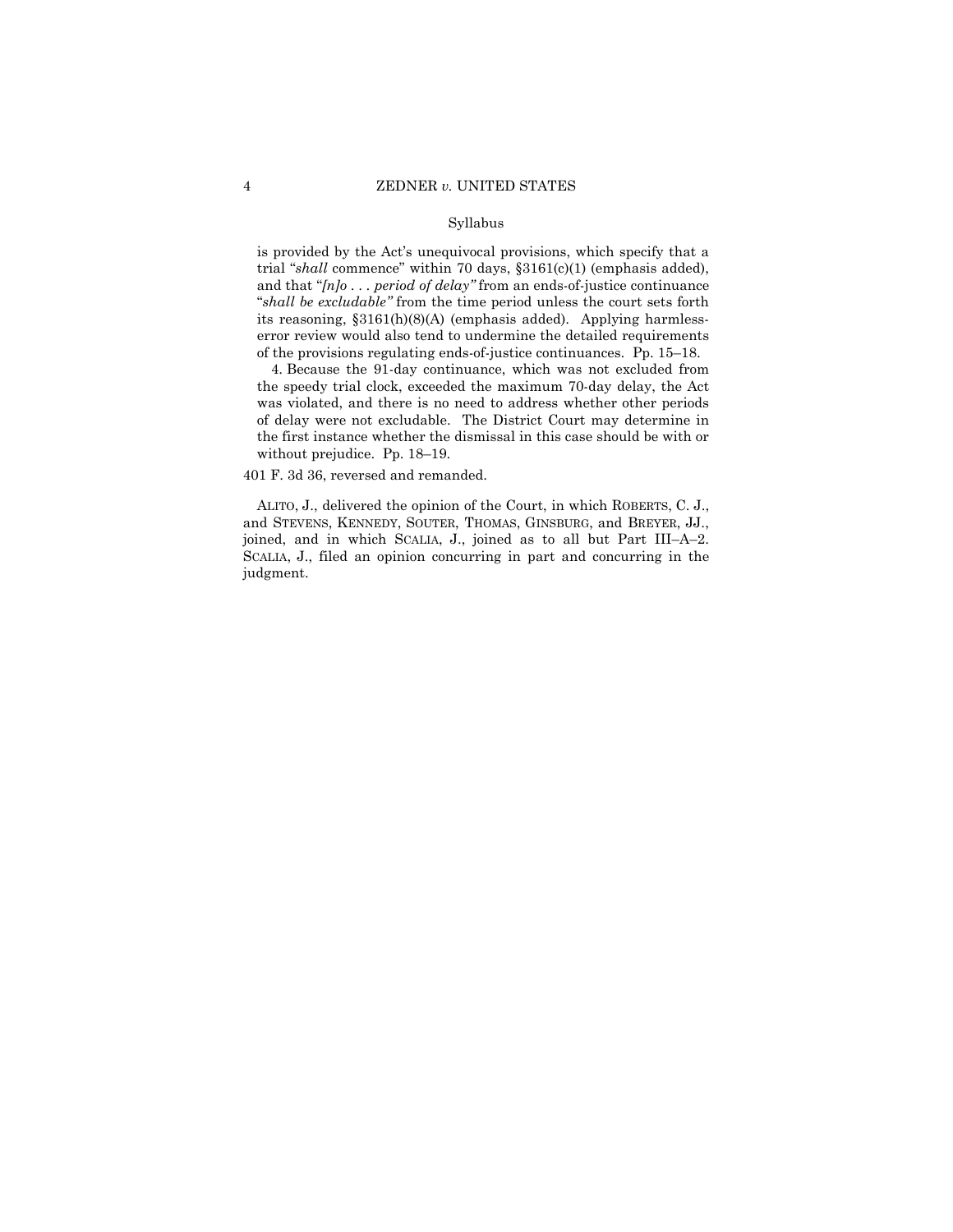Syllabus

is provided by the Act's unequivocal provisions, which specify that a trial "*shall* commence" within 70 days, §3161(c)(1) (emphasis added), and that "*[n]o . . . period of delay"* from an ends-of-justice continuance "*shall be excludable"* from the time period unless the court sets forth its reasoning, §3161(h)(8)(A) (emphasis added). Applying harmless-error review would also tend to undermine the detailed requirements of the provisions regulating ends-of-justice continuances. Pp. 15–18.

4. Because the 91-day continuance, which was not excluded from the speedy trial clock, exceeded the maximum 70-day delay, the Act was violated, and there is no need to address whether other periods of delay were not excludable. The District Court may determine in the first instance whether the dismissal in this case should be with or without prejudice. Pp. 18–19.

401 F. 3d 36, reversed and remanded.

ALITO, J., delivered the opinion of the Court, in which ROBERTS, C. J., and STEVENS, KENNEDY, SOUTER, THOMAS, GINSBURG, and BREYER, JJ., joined, and in which SCALIA, J., joined as to all but Part III–A–2. SCALIA, J., filed an opinion concurring in part and concurring in the judgment.